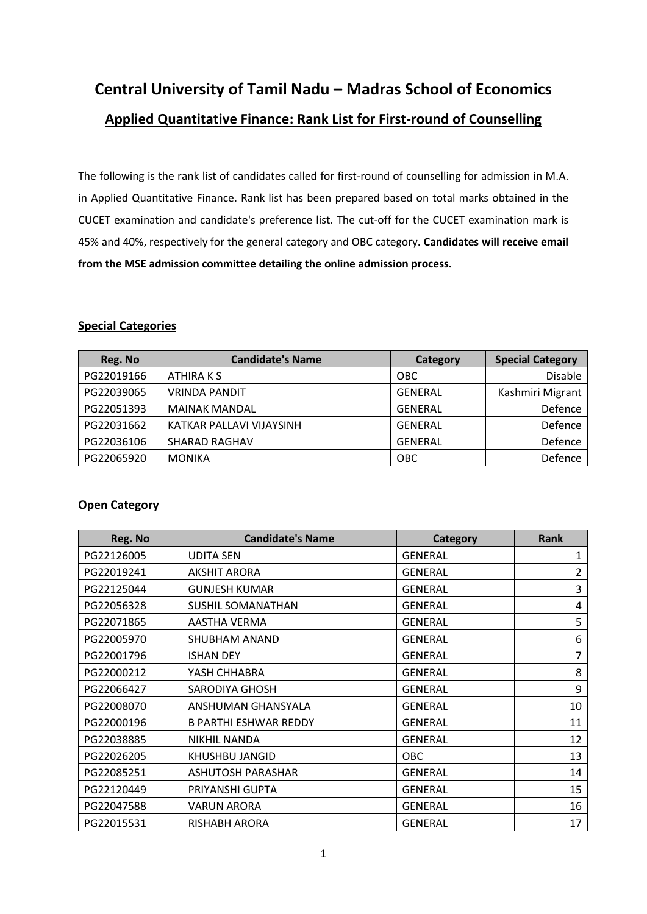# Central University of Tamil Nadu – Madras School of Economics

## Applied Quantitative Finance: Rank List for First-round of Counselling

The following is the rank list of candidates called for first-round of counselling for admission in M.A. in Applied Quantitative Finance. Rank list has been prepared based on total marks obtained in the CUCET examination and candidate's preference list. The cut-off for the CUCET examination mark is 45% and 40%, respectively for the general category and OBC category. **Candidates will receive email from the MSE admission committee detailing the online admission process.**

### Special Categories

| Reg. No | Candidate's Name | Category | Special Category |
|---|---|---|---|
| PG22019166 | ATHIRA K S | OBC | Disable |
| PG22039065 | VRINDA PANDIT | GENERAL | Kashmiri Migrant |
| PG22051393 | MAINAK MANDAL | GENERAL | Defence |
| PG22031662 | KATKAR PALLAVI VIJAYSINH | GENERAL | Defence |
| PG22036106 | SHARAD RAGHAV | GENERAL | Defence |
| PG22065920 | MONIKA | OBC | Defence |

### Open Category

| Reg. No | Candidate's Name | Category | Rank |
|---|---|---|---|
| PG22126005 | UDITA SEN | GENERAL | 1 |
| PG22019241 | AKSHIT ARORA | GENERAL | 2 |
| PG22125044 | GUNJESH KUMAR | GENERAL | 3 |
| PG22056328 | SUSHIL SOMANATHAN | GENERAL | 4 |
| PG22071865 | AASTHA VERMA | GENERAL | 5 |
| PG22005970 | SHUBHAM ANAND | GENERAL | 6 |
| PG22001796 | ISHAN DEY | GENERAL | 7 |
| PG22000212 | YASH CHHABRA | GENERAL | 8 |
| PG22066427 | SARODIYA GHOSH | GENERAL | 9 |
| PG22008070 | ANSHUMAN GHANSYALA | GENERAL | 10 |
| PG22000196 | B PARTHI ESHWAR REDDY | GENERAL | 11 |
| PG22038885 | NIKHIL NANDA | GENERAL | 12 |
| PG22026205 | KHUSHBU JANGID | OBC | 13 |
| PG22085251 | ASHUTOSH PARASHAR | GENERAL | 14 |
| PG22120449 | PRIYANSHI GUPTA | GENERAL | 15 |
| PG22047588 | VARUN ARORA | GENERAL | 16 |
| PG22015531 | RISHABH ARORA | GENERAL | 17 |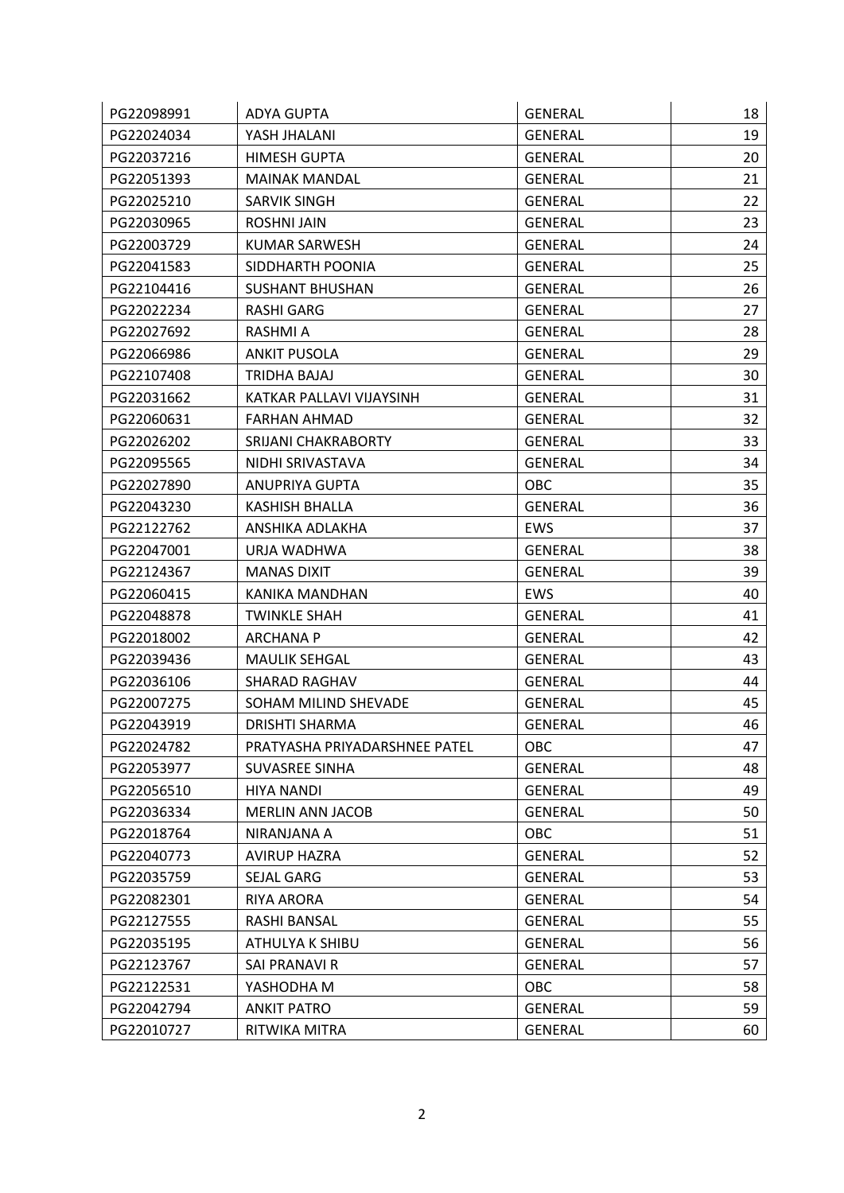| PG22098991 | ADYA GUPTA | GENERAL | 18 |
|---|---|---|---|
| PG22024034 | YASH JHALANI | GENERAL | 19 |
| PG22037216 | HIMESH GUPTA | GENERAL | 20 |
| PG22051393 | MAINAK MANDAL | GENERAL | 21 |
| PG22025210 | SARVIK SINGH | GENERAL | 22 |
| PG22030965 | ROSHNI JAIN | GENERAL | 23 |
| PG22003729 | KUMAR SARWESH | GENERAL | 24 |
| PG22041583 | SIDDHARTH POONIA | GENERAL | 25 |
| PG22104416 | SUSHANT BHUSHAN | GENERAL | 26 |
| PG22022234 | RASHI GARG | GENERAL | 27 |
| PG22027692 | RASHMI A | GENERAL | 28 |
| PG22066986 | ANKIT PUSOLA | GENERAL | 29 |
| PG22107408 | TRIDHA BAJAJ | GENERAL | 30 |
| PG22031662 | KATKAR PALLAVI VIJAYSINH | GENERAL | 31 |
| PG22060631 | FARHAN AHMAD | GENERAL | 32 |
| PG22026202 | SRIJANI CHAKRABORTY | GENERAL | 33 |
| PG22095565 | NIDHI SRIVASTAVA | GENERAL | 34 |
| PG22027890 | ANUPRIYA GUPTA | OBC | 35 |
| PG22043230 | KASHISH BHALLA | GENERAL | 36 |
| PG22122762 | ANSHIKA ADLAKHA | EWS | 37 |
| PG22047001 | URJA WADHWA | GENERAL | 38 |
| PG22124367 | MANAS DIXIT | GENERAL | 39 |
| PG22060415 | KANIKA MANDHAN | EWS | 40 |
| PG22048878 | TWINKLE SHAH | GENERAL | 41 |
| PG22018002 | ARCHANA P | GENERAL | 42 |
| PG22039436 | MAULIK SEHGAL | GENERAL | 43 |
| PG22036106 | SHARAD RAGHAV | GENERAL | 44 |
| PG22007275 | SOHAM MILIND SHEVADE | GENERAL | 45 |
| PG22043919 | DRISHTI SHARMA | GENERAL | 46 |
| PG22024782 | PRATYASHA PRIYADARSHNEE PATEL | OBC | 47 |
| PG22053977 | SUVASREE SINHA | GENERAL | 48 |
| PG22056510 | HIYA NANDI | GENERAL | 49 |
| PG22036334 | MERLIN ANN JACOB | GENERAL | 50 |
| PG22018764 | NIRANJANA A | OBC | 51 |
| PG22040773 | AVIRUP HAZRA | GENERAL | 52 |
| PG22035759 | SEJAL GARG | GENERAL | 53 |
| PG22082301 | RIYA ARORA | GENERAL | 54 |
| PG22127555 | RASHI BANSAL | GENERAL | 55 |
| PG22035195 | ATHULYA K SHIBU | GENERAL | 56 |
| PG22123767 | SAI PRANAVI R | GENERAL | 57 |
| PG22122531 | YASHODHA M | OBC | 58 |
| PG22042794 | ANKIT PATRO | GENERAL | 59 |
| PG22010727 | RITWIKA MITRA | GENERAL | 60 |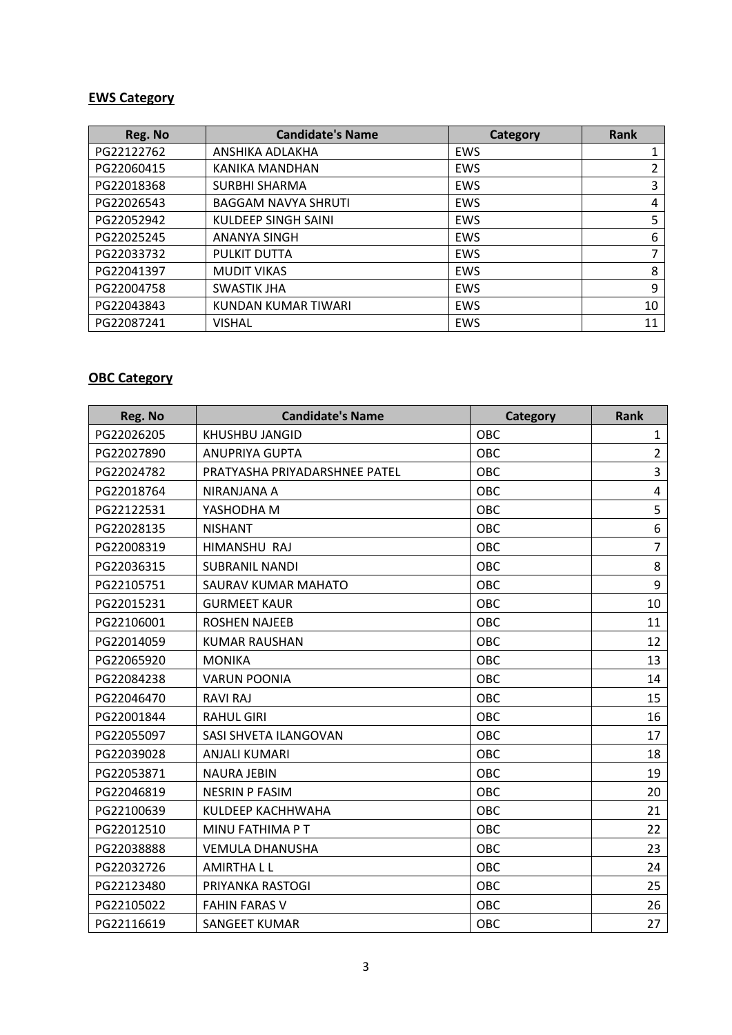**EWS Category**

| Reg. No | Candidate's Name | Category | Rank |
|---|---|---|---|
| PG22122762 | ANSHIKA ADLAKHA | EWS | 1 |
| PG22060415 | KANIKA MANDHAN | EWS | 2 |
| PG22018368 | SURBHI SHARMA | EWS | 3 |
| PG22026543 | BAGGAM NAVYA SHRUTI | EWS | 4 |
| PG22052942 | KULDEEP SINGH SAINI | EWS | 5 |
| PG22025245 | ANANYA SINGH | EWS | 6 |
| PG22033732 | PULKIT DUTTA | EWS | 7 |
| PG22041397 | MUDIT VIKAS | EWS | 8 |
| PG22004758 | SWASTIK JHA | EWS | 9 |
| PG22043843 | KUNDAN KUMAR TIWARI | EWS | 10 |
| PG22087241 | VISHAL | EWS | 11 |

**OBC Category**

| Reg. No | Candidate's Name | Category | Rank |
|---|---|---|---|
| PG22026205 | KHUSHBU JANGID | OBC | 1 |
| PG22027890 | ANUPRIYA GUPTA | OBC | 2 |
| PG22024782 | PRATYASHA PRIYADARSHNEE PATEL | OBC | 3 |
| PG22018764 | NIRANJANA A | OBC | 4 |
| PG22122531 | YASHODHA M | OBC | 5 |
| PG22028135 | NISHANT | OBC | 6 |
| PG22008319 | HIMANSHU RAJ | OBC | 7 |
| PG22036315 | SUBRANIL NANDI | OBC | 8 |
| PG22105751 | SAURAV KUMAR MAHATO | OBC | 9 |
| PG22015231 | GURMEET KAUR | OBC | 10 |
| PG22106001 | ROSHEN NAJEEB | OBC | 11 |
| PG22014059 | KUMAR RAUSHAN | OBC | 12 |
| PG22065920 | MONIKA | OBC | 13 |
| PG22084238 | VARUN POONIA | OBC | 14 |
| PG22046470 | RAVI RAJ | OBC | 15 |
| PG22001844 | RAHUL GIRI | OBC | 16 |
| PG22055097 | SASI SHVETA ILANGOVAN | OBC | 17 |
| PG22039028 | ANJALI KUMARI | OBC | 18 |
| PG22053871 | NAURA JEBIN | OBC | 19 |
| PG22046819 | NESRIN P FASIM | OBC | 20 |
| PG22100639 | KULDEEP KACHHWAHA | OBC | 21 |
| PG22012510 | MINU FATHIMA P T | OBC | 22 |
| PG22038888 | VEMULA DHANUSHA | OBC | 23 |
| PG22032726 | AMIRTHA L L | OBC | 24 |
| PG22123480 | PRIYANKA RASTOGI | OBC | 25 |
| PG22105022 | FAHIN FARAS V | OBC | 26 |
| PG22116619 | SANGEET KUMAR | OBC | 27 |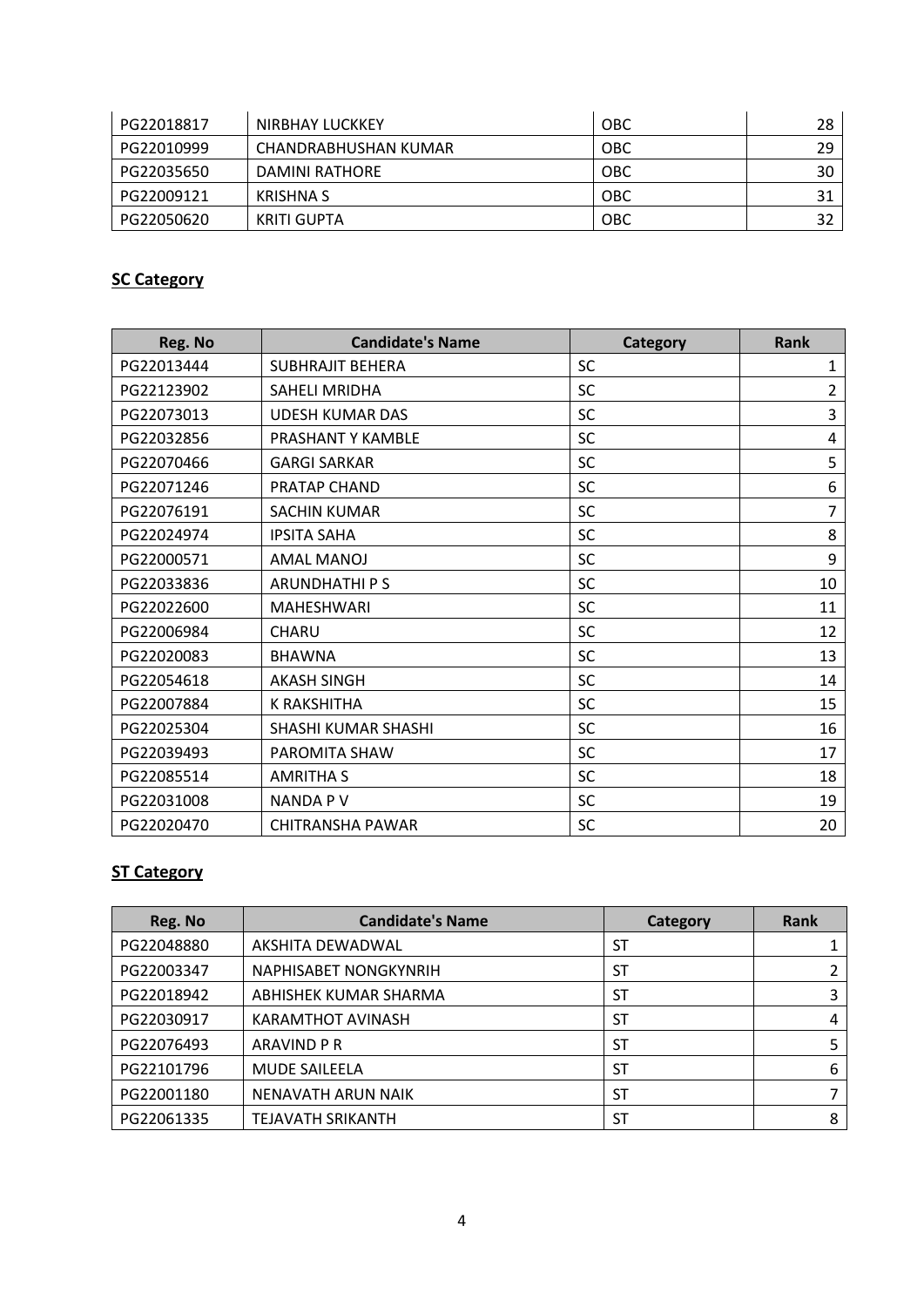| | | | |
|---|---|---|---|
| PG22018817 | NIRBHAY LUCKKEY | OBC | 28 |
| PG22010999 | CHANDRABHUSHAN KUMAR | OBC | 29 |
| PG22035650 | DAMINI RATHORE | OBC | 30 |
| PG22009121 | KRISHNA S | OBC | 31 |
| PG22050620 | KRITI GUPTA | OBC | 32 |

**SC Category**

| Reg. No | Candidate's Name | Category | Rank |
|---|---|---|---|
| PG22013444 | SUBHRAJIT BEHERA | SC | 1 |
| PG22123902 | SAHELI MRIDHA | SC | 2 |
| PG22073013 | UDESH KUMAR DAS | SC | 3 |
| PG22032856 | PRASHANT Y KAMBLE | SC | 4 |
| PG22070466 | GARGI SARKAR | SC | 5 |
| PG22071246 | PRATAP CHAND | SC | 6 |
| PG22076191 | SACHIN KUMAR | SC | 7 |
| PG22024974 | IPSITA SAHA | SC | 8 |
| PG22000571 | AMAL MANOJ | SC | 9 |
| PG22033836 | ARUNDHATHI P S | SC | 10 |
| PG22022600 | MAHESHWARI | SC | 11 |
| PG22006984 | CHARU | SC | 12 |
| PG22020083 | BHAWNA | SC | 13 |
| PG22054618 | AKASH SINGH | SC | 14 |
| PG22007884 | K RAKSHITHA | SC | 15 |
| PG22025304 | SHASHI KUMAR SHASHI | SC | 16 |
| PG22039493 | PAROMITA SHAW | SC | 17 |
| PG22085514 | AMRITHA S | SC | 18 |
| PG22031008 | NANDA P V | SC | 19 |
| PG22020470 | CHITRANSHA PAWAR | SC | 20 |

**ST Category**

| Reg. No | Candidate's Name | Category | Rank |
|---|---|---|---|
| PG22048880 | AKSHITA DEWADWAL | ST | 1 |
| PG22003347 | NAPHISABET NONGKYNRIH | ST | 2 |
| PG22018942 | ABHISHEK KUMAR SHARMA | ST | 3 |
| PG22030917 | KARAMTHOT AVINASH | ST | 4 |
| PG22076493 | ARAVIND P R | ST | 5 |
| PG22101796 | MUDE SAILEELA | ST | 6 |
| PG22001180 | NENAVATH ARUN NAIK | ST | 7 |
| PG22061335 | TEJAVATH SRIKANTH | ST | 8 |